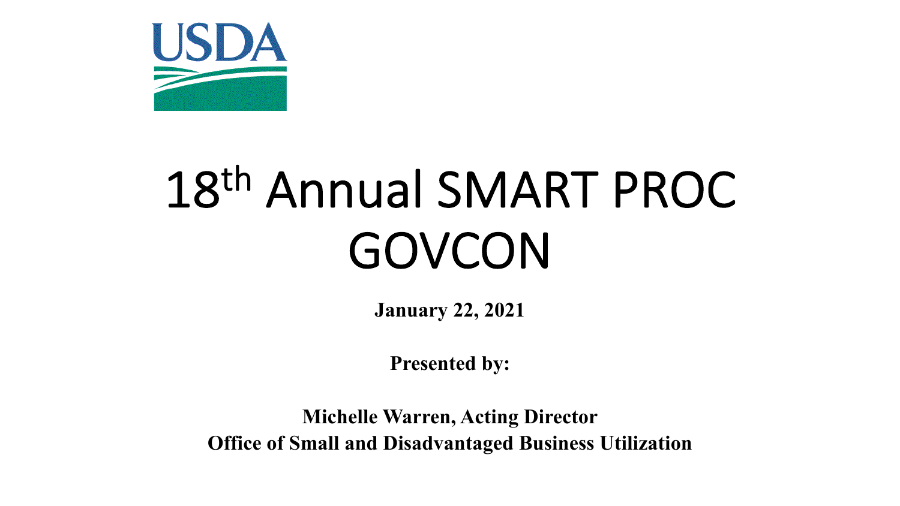USDA

# 18th Annual SMART PROC GOVCON

**January 22, 2021**

**Presented by:**

**Michelle Warren, Acting Director**
**Office of Small and Disadvantaged Business Utilization**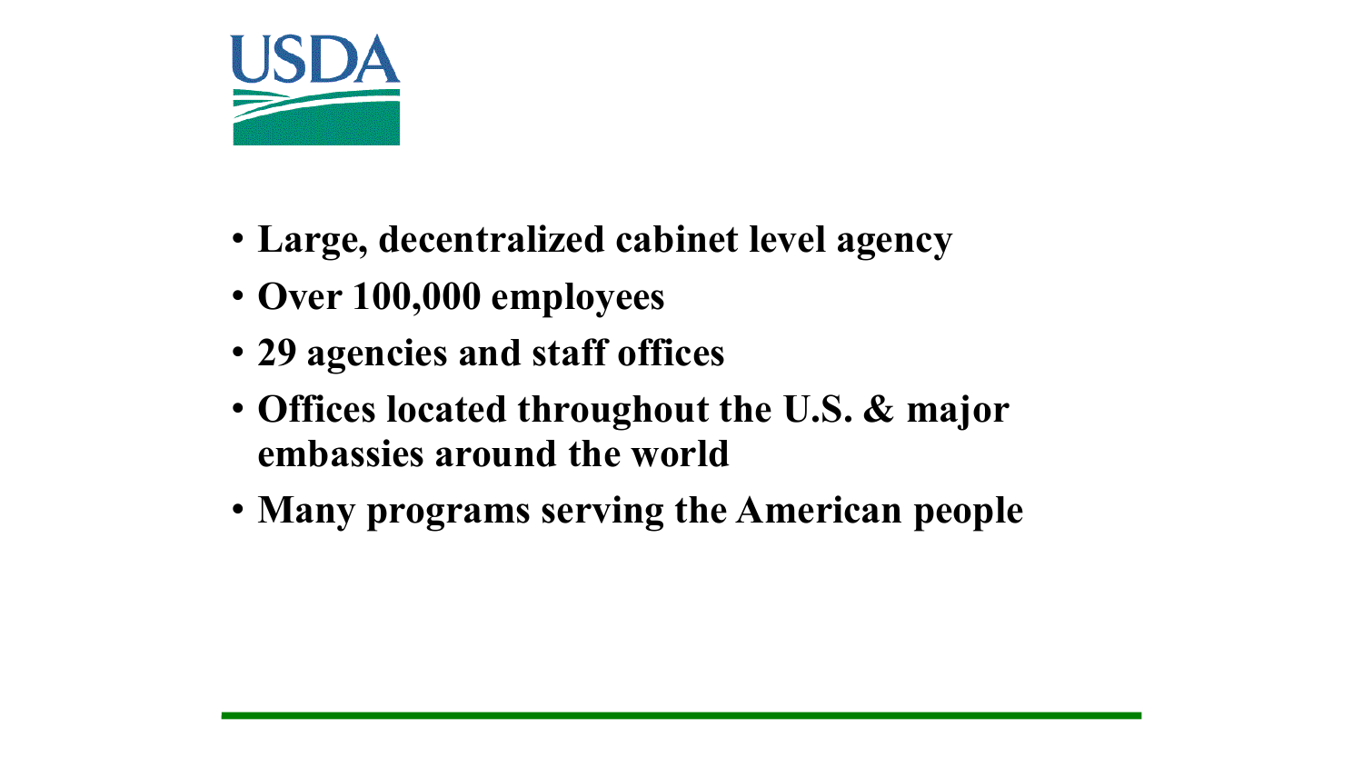USDA

- **Large, decentralized cabinet level agency**
- **Over 100,000 employees**
- **29 agencies and staff offices**
- **Offices located throughout the U.S. & major embassies around the world**
- **Many programs serving the American people**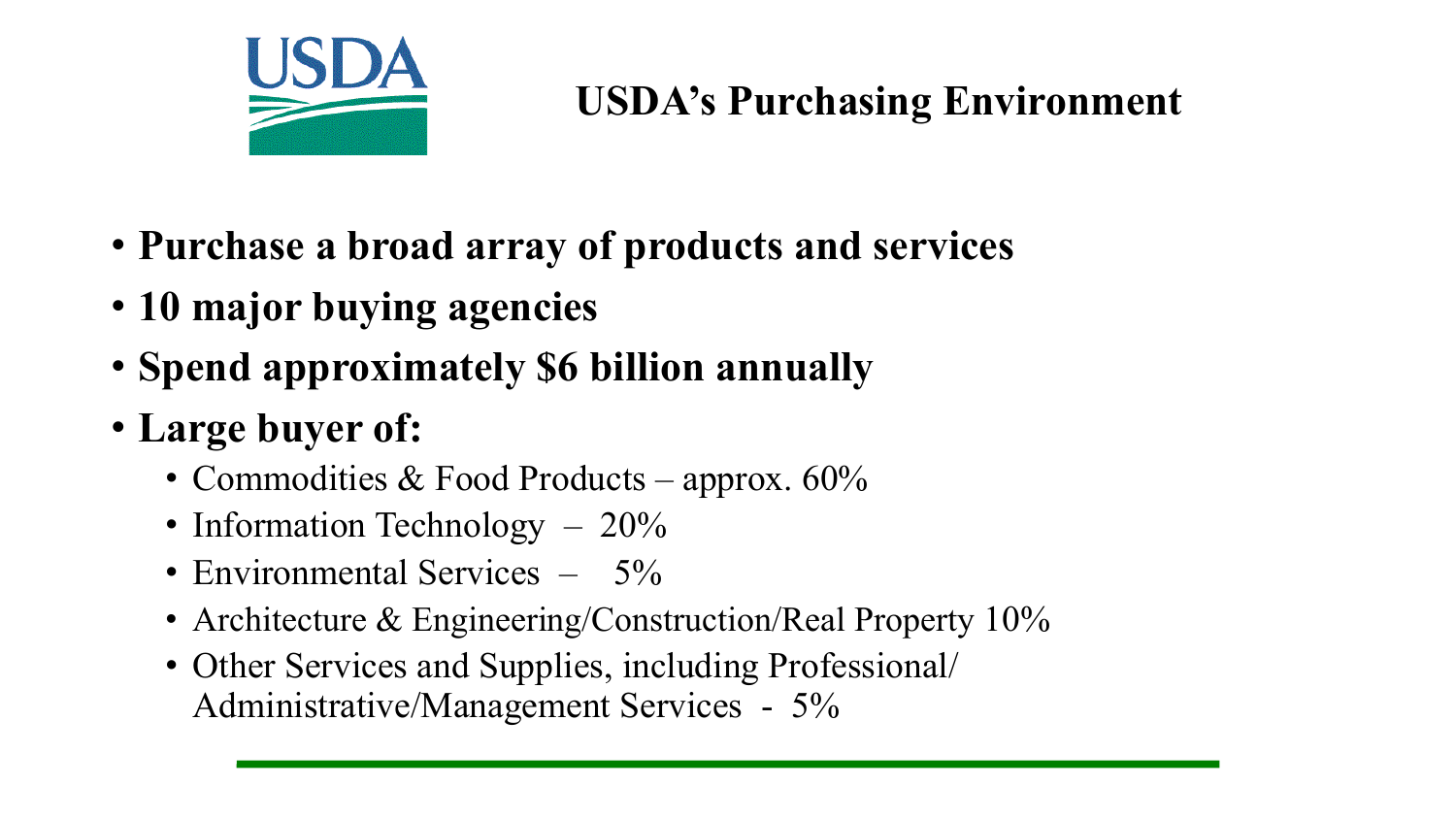# USDA's Purchasing Environment

- **Purchase a broad array of products and services**
- **10 major buying agencies**
- **Spend approximately $6 billion annually**
- **Large buyer of:**
  - Commodities & Food Products – approx. 60%
  - Information Technology – 20%
  - Environmental Services – 5%
  - Architecture & Engineering/Construction/Real Property 10%
  - Other Services and Supplies, including Professional/ Administrative/Management Services - 5%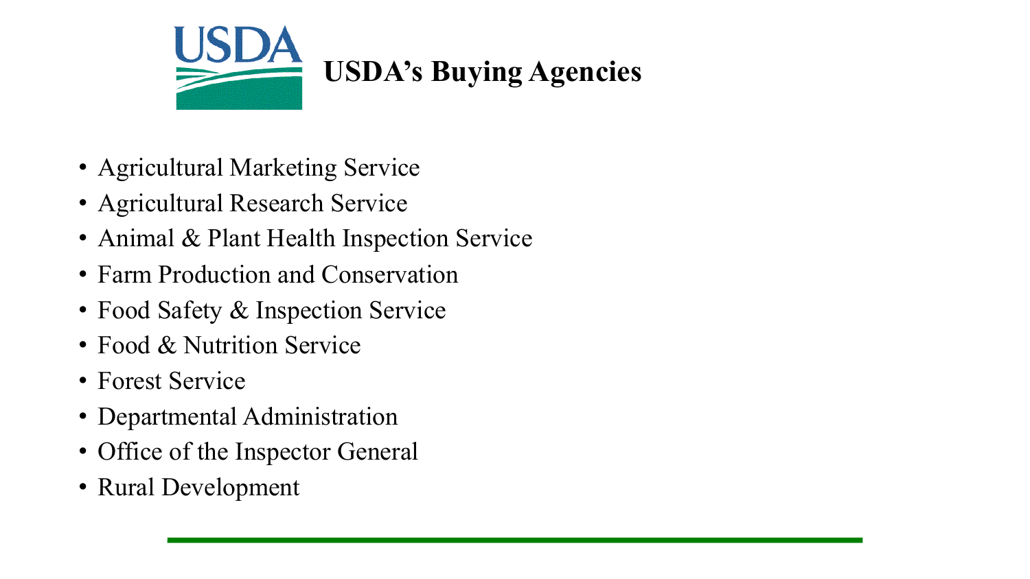# USDA's Buying Agencies

- Agricultural Marketing Service
- Agricultural Research Service
- Animal & Plant Health Inspection Service
- Farm Production and Conservation
- Food Safety & Inspection Service
- Food & Nutrition Service
- Forest Service
- Departmental Administration
- Office of the Inspector General
- Rural Development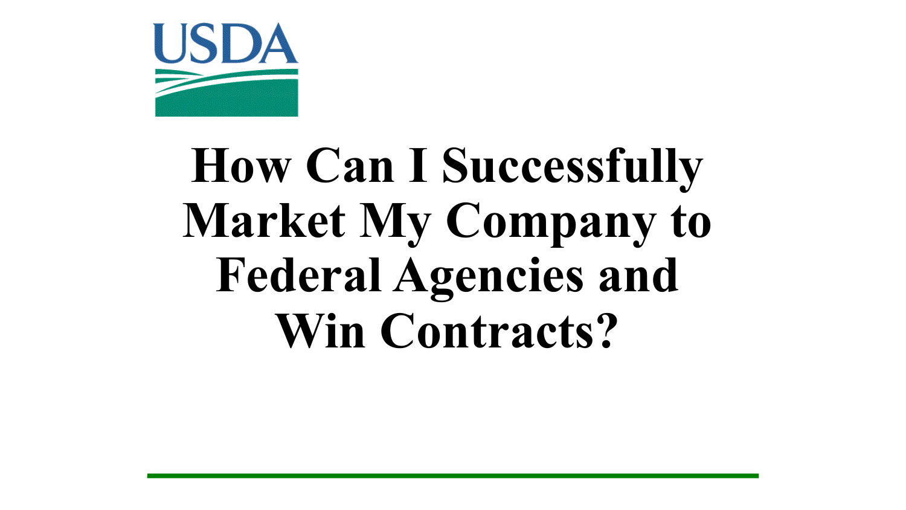USDA

# How Can I Successfully Market My Company to Federal Agencies and Win Contracts?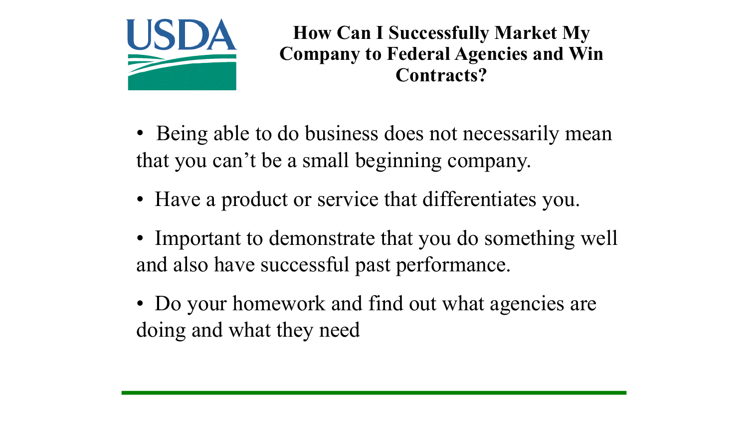## How Can I Successfully Market My Company to Federal Agencies and Win Contracts?

- Being able to do business does not necessarily mean that you can't be a small beginning company.
- Have a product or service that differentiates you.
- Important to demonstrate that you do something well and also have successful past performance.
- Do your homework and find out what agencies are doing and what they need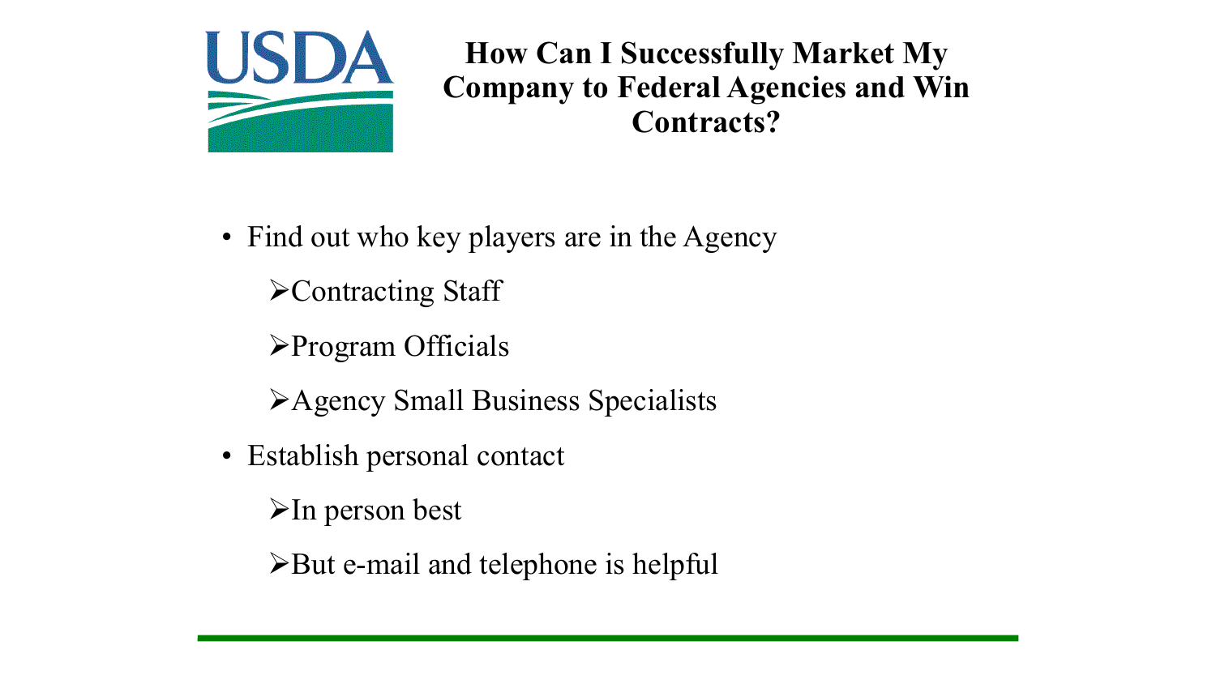# How Can I Successfully Market My Company to Federal Agencies and Win Contracts?

- Find out who key players are in the Agency
  - Contracting Staff
  - Program Officials
  - Agency Small Business Specialists
- Establish personal contact
  - In person best
  - But e-mail and telephone is helpful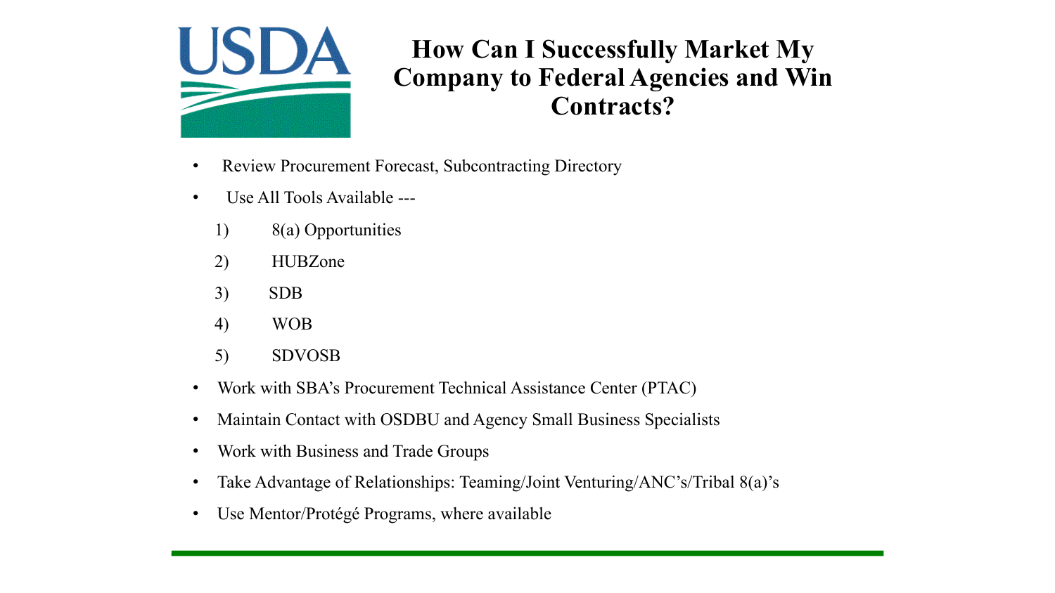# How Can I Successfully Market My Company to Federal Agencies and Win Contracts?

- Review Procurement Forecast, Subcontracting Directory
- Use All Tools Available ---
  1) 8(a) Opportunities
  2) HUBZone
  3) SDB
  4) WOB
  5) SDVOSB
- Work with SBA's Procurement Technical Assistance Center (PTAC)
- Maintain Contact with OSDBU and Agency Small Business Specialists
- Work with Business and Trade Groups
- Take Advantage of Relationships: Teaming/Joint Venturing/ANC's/Tribal 8(a)'s
- Use Mentor/Protégé Programs, where available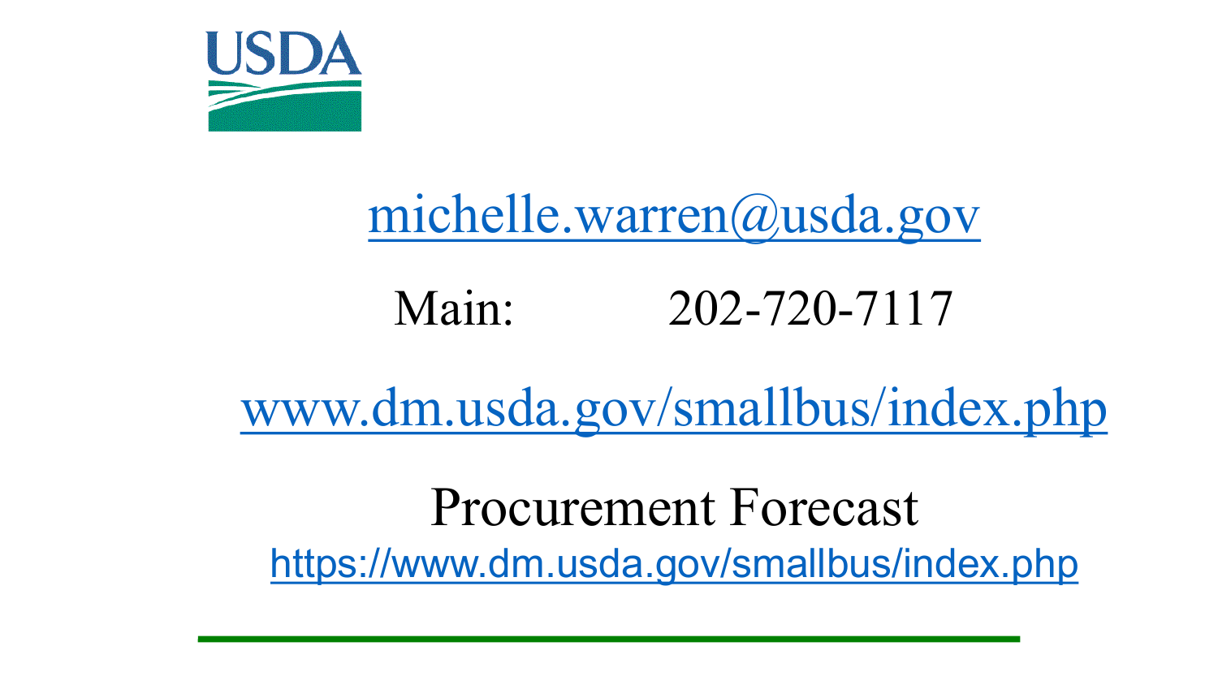michelle.warren@usda.gov

Main: 202-720-7117

www.dm.usda.gov/smallbus/index.php

Procurement Forecast

https://www.dm.usda.gov/smallbus/index.php